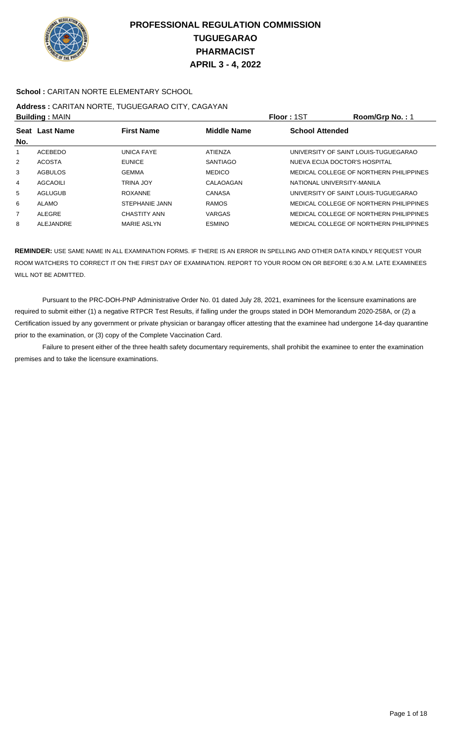# PROFESSIONAL REGULATION COMMISSION
## TUGUEGARAO
## PHARMACIST
## APRIL 3 - 4, 2022

**School :** CARITAN NORTE ELEMENTARY SCHOOL

**Address :** CARITAN NORTE, TUGUEGARAO CITY, CAGAYAN

**Building :** MAIN **Floor :** 1ST **Room/Grp No. :** 1

| Seat No. | Last Name | First Name | Middle Name | School Attended |
|---|---|---|---|---|
| 1 | ACEBEDO | UNICA FAYE | ATIENZA | UNIVERSITY OF SAINT LOUIS-TUGUEGARAO |
| 2 | ACOSTA | EUNICE | SANTIAGO | NUEVA ECIJA DOCTOR'S HOSPITAL |
| 3 | AGBULOS | GEMMA | MEDICO | MEDICAL COLLEGE OF NORTHERN PHILIPPINES |
| 4 | AGCAOILI | TRINA JOY | CALAOAGAN | NATIONAL UNIVERSITY-MANILA |
| 5 | AGLUGUB | ROXANNE | CANASA | UNIVERSITY OF SAINT LOUIS-TUGUEGARAO |
| 6 | ALAMO | STEPHANIE JANN | RAMOS | MEDICAL COLLEGE OF NORTHERN PHILIPPINES |
| 7 | ALEGRE | CHASTITY ANN | VARGAS | MEDICAL COLLEGE OF NORTHERN PHILIPPINES |
| 8 | ALEJANDRE | MARIE ASLYN | ESMINO | MEDICAL COLLEGE OF NORTHERN PHILIPPINES |

**REMINDER:** USE SAME NAME IN ALL EXAMINATION FORMS. IF THERE IS AN ERROR IN SPELLING AND OTHER DATA KINDLY REQUEST YOUR ROOM WATCHERS TO CORRECT IT ON THE FIRST DAY OF EXAMINATION. REPORT TO YOUR ROOM ON OR BEFORE 6:30 A.M. LATE EXAMINEES WILL NOT BE ADMITTED.

Pursuant to the PRC-DOH-PNP Administrative Order No. 01 dated July 28, 2021, examinees for the licensure examinations are required to submit either (1) a negative RTPCR Test Results, if falling under the groups stated in DOH Memorandum 2020-258A, or (2) a Certification issued by any government or private physician or barangay officer attesting that the examinee had undergone 14-day quarantine prior to the examination, or (3) copy of the Complete Vaccination Card.

Failure to present either of the three health safety documentary requirements, shall prohibit the examinee to enter the examination premises and to take the licensure examinations.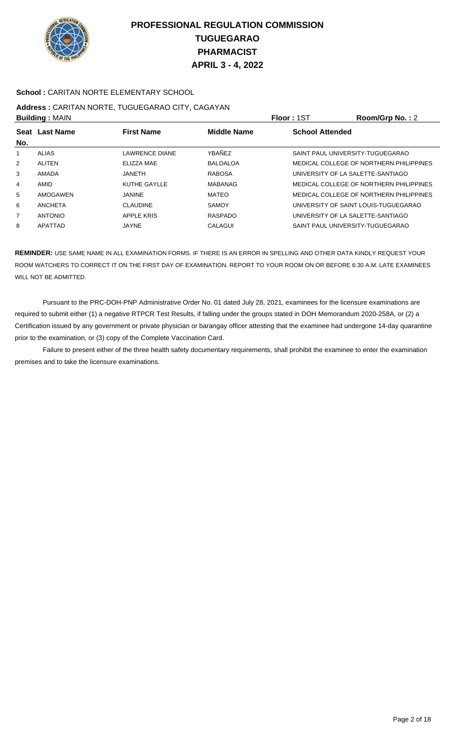# PROFESSIONAL REGULATION COMMISSION
# TUGUEGARAO
# PHARMACIST
# APRIL 3 - 4, 2022

**School :** CARITAN NORTE ELEMENTARY SCHOOL

**Address :** CARITAN NORTE, TUGUEGARAO CITY, CAGAYAN

**Building :** MAIN **Floor :** 1ST **Room/Grp No. :** 2

| Seat No. | Last Name | First Name | Middle Name | School Attended |
|---|---|---|---|---|
| 1 | ALIAS | LAWRENCE DIANE | YBAÑEZ | SAINT PAUL UNIVERSITY-TUGUEGARAO |
| 2 | ALITEN | ELIZZA MAE | BALOALOA | MEDICAL COLLEGE OF NORTHERN PHILIPPINES |
| 3 | AMADA | JANETH | RABOSA | UNIVERSITY OF LA SALETTE-SANTIAGO |
| 4 | AMID | KUTHE GAYLLE | MABANAG | MEDICAL COLLEGE OF NORTHERN PHILIPPINES |
| 5 | AMOGAWEN | JANINE | MATEO | MEDICAL COLLEGE OF NORTHERN PHILIPPINES |
| 6 | ANCHETA | CLAUDINE | SAMOY | UNIVERSITY OF SAINT LOUIS-TUGUEGARAO |
| 7 | ANTONIO | APPLE KRIS | RASPADO | UNIVERSITY OF LA SALETTE-SANTIAGO |
| 8 | APATTAD | JAYNE | CALAGUI | SAINT PAUL UNIVERSITY-TUGUEGARAO |

**REMINDER:** USE SAME NAME IN ALL EXAMINATION FORMS. IF THERE IS AN ERROR IN SPELLING AND OTHER DATA KINDLY REQUEST YOUR ROOM WATCHERS TO CORRECT IT ON THE FIRST DAY OF EXAMINATION. REPORT TO YOUR ROOM ON OR BEFORE 6:30 A.M. LATE EXAMINEES WILL NOT BE ADMITTED.

Pursuant to the PRC-DOH-PNP Administrative Order No. 01 dated July 28, 2021, examinees for the licensure examinations are required to submit either (1) a negative RTPCR Test Results, if falling under the groups stated in DOH Memorandum 2020-258A, or (2) a Certification issued by any government or private physician or barangay officer attesting that the examinee had undergone 14-day quarantine prior to the examination, or (3) copy of the Complete Vaccination Card.

Failure to present either of the three health safety documentary requirements, shall prohibit the examinee to enter the examination premises and to take the licensure examinations.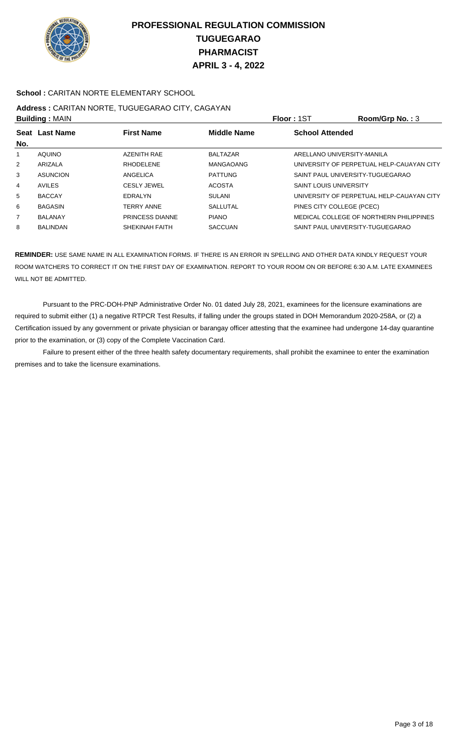# PROFESSIONAL REGULATION COMMISSION
## TUGUEGARAO
## PHARMACIST
## APRIL 3 - 4, 2022

**School :** CARITAN NORTE ELEMENTARY SCHOOL

**Address :** CARITAN NORTE, TUGUEGARAO CITY, CAGAYAN

**Building :** MAIN | **Floor :** 1ST | **Room/Grp No. :** 3

| Seat No. | Last Name | First Name | Middle Name | School Attended |
|---|---|---|---|---|
| 1 | AQUINO | AZENITH RAE | BALTAZAR | ARELLANO UNIVERSITY-MANILA |
| 2 | ARIZALA | RHODELENE | MANGAOANG | UNIVERSITY OF PERPETUAL HELP-CAUAYAN CITY |
| 3 | ASUNCION | ANGELICA | PATTUNG | SAINT PAUL UNIVERSITY-TUGUEGARAO |
| 4 | AVILES | CESLY JEWEL | ACOSTA | SAINT LOUIS UNIVERSITY |
| 5 | BACCAY | EDRALYN | SULANI | UNIVERSITY OF PERPETUAL HELP-CAUAYAN CITY |
| 6 | BAGASIN | TERRY ANNE | SALLUTAL | PINES CITY COLLEGE (PCEC) |
| 7 | BALANAY | PRINCESS DIANNE | PIANO | MEDICAL COLLEGE OF NORTHERN PHILIPPINES |
| 8 | BALINDAN | SHEKINAH FAITH | SACCUAN | SAINT PAUL UNIVERSITY-TUGUEGARAO |

**REMINDER:** USE SAME NAME IN ALL EXAMINATION FORMS. IF THERE IS AN ERROR IN SPELLING AND OTHER DATA KINDLY REQUEST YOUR ROOM WATCHERS TO CORRECT IT ON THE FIRST DAY OF EXAMINATION. REPORT TO YOUR ROOM ON OR BEFORE 6:30 A.M. LATE EXAMINEES WILL NOT BE ADMITTED.

Pursuant to the PRC-DOH-PNP Administrative Order No. 01 dated July 28, 2021, examinees for the licensure examinations are required to submit either (1) a negative RTPCR Test Results, if falling under the groups stated in DOH Memorandum 2020-258A, or (2) a Certification issued by any government or private physician or barangay officer attesting that the examinee had undergone 14-day quarantine prior to the examination, or (3) copy of the Complete Vaccination Card.

Failure to present either of the three health safety documentary requirements, shall prohibit the examinee to enter the examination premises and to take the licensure examinations.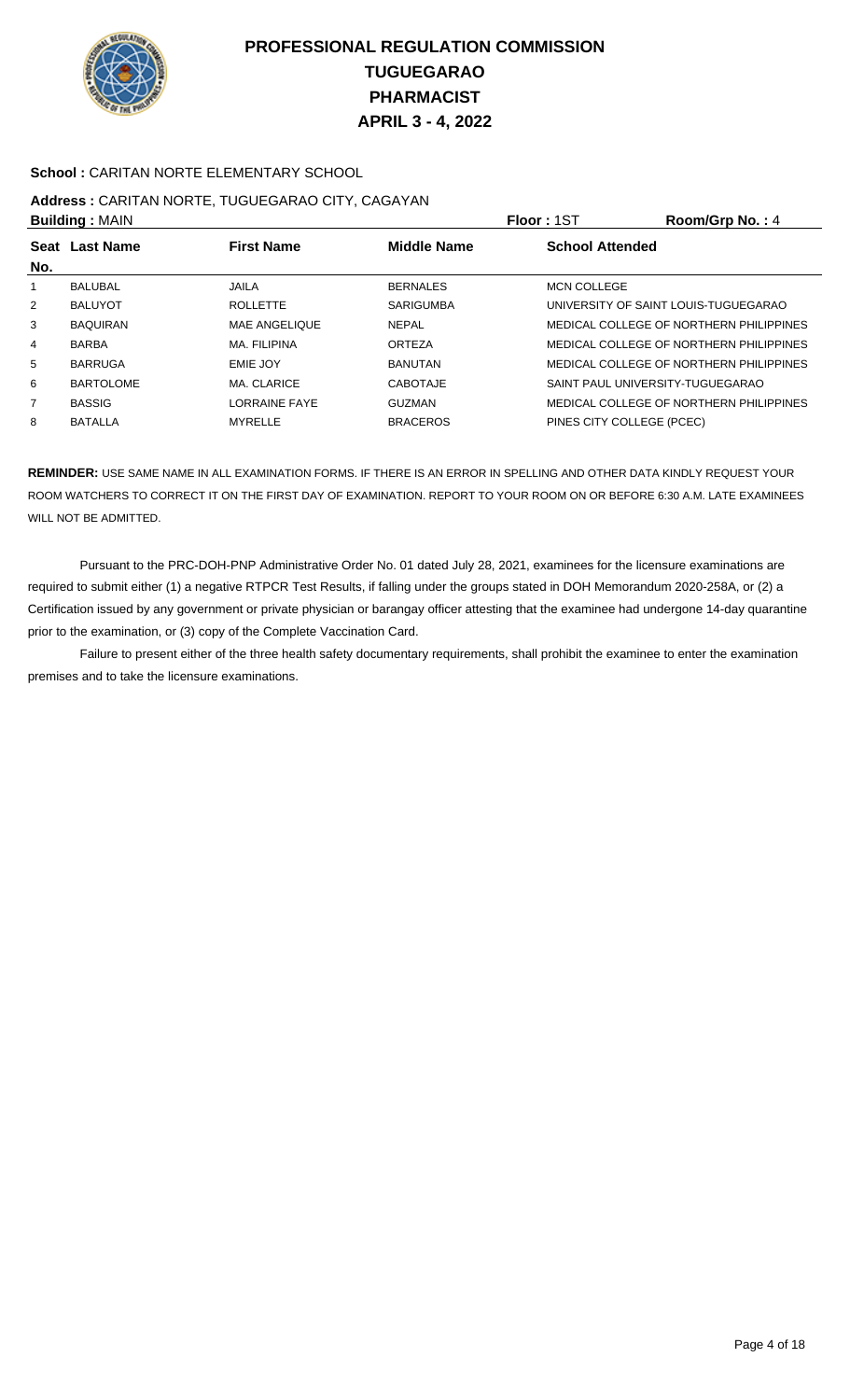# PROFESSIONAL REGULATION COMMISSION
# TUGUEGARAO
# PHARMACIST
# APRIL 3 - 4, 2022

**School :** CARITAN NORTE ELEMENTARY SCHOOL

**Address :** CARITAN NORTE, TUGUEGARAO CITY, CAGAYAN

**Building :** MAIN **Floor :** 1ST **Room/Grp No. :** 4

| Seat No. | Last Name | First Name | Middle Name | School Attended |
|---|---|---|---|---|
| 1 | BALUBAL | JAILA | BERNALES | MCN COLLEGE |
| 2 | BALUYOT | ROLLETTE | SARIGUMBA | UNIVERSITY OF SAINT LOUIS-TUGUEGARAO |
| 3 | BAQUIRAN | MAE ANGELIQUE | NEPAL | MEDICAL COLLEGE OF NORTHERN PHILIPPINES |
| 4 | BARBA | MA. FILIPINA | ORTEZA | MEDICAL COLLEGE OF NORTHERN PHILIPPINES |
| 5 | BARRUGA | EMIE JOY | BANUTAN | MEDICAL COLLEGE OF NORTHERN PHILIPPINES |
| 6 | BARTOLOME | MA. CLARICE | CABOTAJE | SAINT PAUL UNIVERSITY-TUGUEGARAO |
| 7 | BASSIG | LORRAINE FAYE | GUZMAN | MEDICAL COLLEGE OF NORTHERN PHILIPPINES |
| 8 | BATALLA | MYRELLE | BRACEROS | PINES CITY COLLEGE (PCEC) |

**REMINDER:** USE SAME NAME IN ALL EXAMINATION FORMS. IF THERE IS AN ERROR IN SPELLING AND OTHER DATA KINDLY REQUEST YOUR ROOM WATCHERS TO CORRECT IT ON THE FIRST DAY OF EXAMINATION. REPORT TO YOUR ROOM ON OR BEFORE 6:30 A.M. LATE EXAMINEES WILL NOT BE ADMITTED.

Pursuant to the PRC-DOH-PNP Administrative Order No. 01 dated July 28, 2021, examinees for the licensure examinations are required to submit either (1) a negative RTPCR Test Results, if falling under the groups stated in DOH Memorandum 2020-258A, or (2) a Certification issued by any government or private physician or barangay officer attesting that the examinee had undergone 14-day quarantine prior to the examination, or (3) copy of the Complete Vaccination Card.

Failure to present either of the three health safety documentary requirements, shall prohibit the examinee to enter the examination premises and to take the licensure examinations.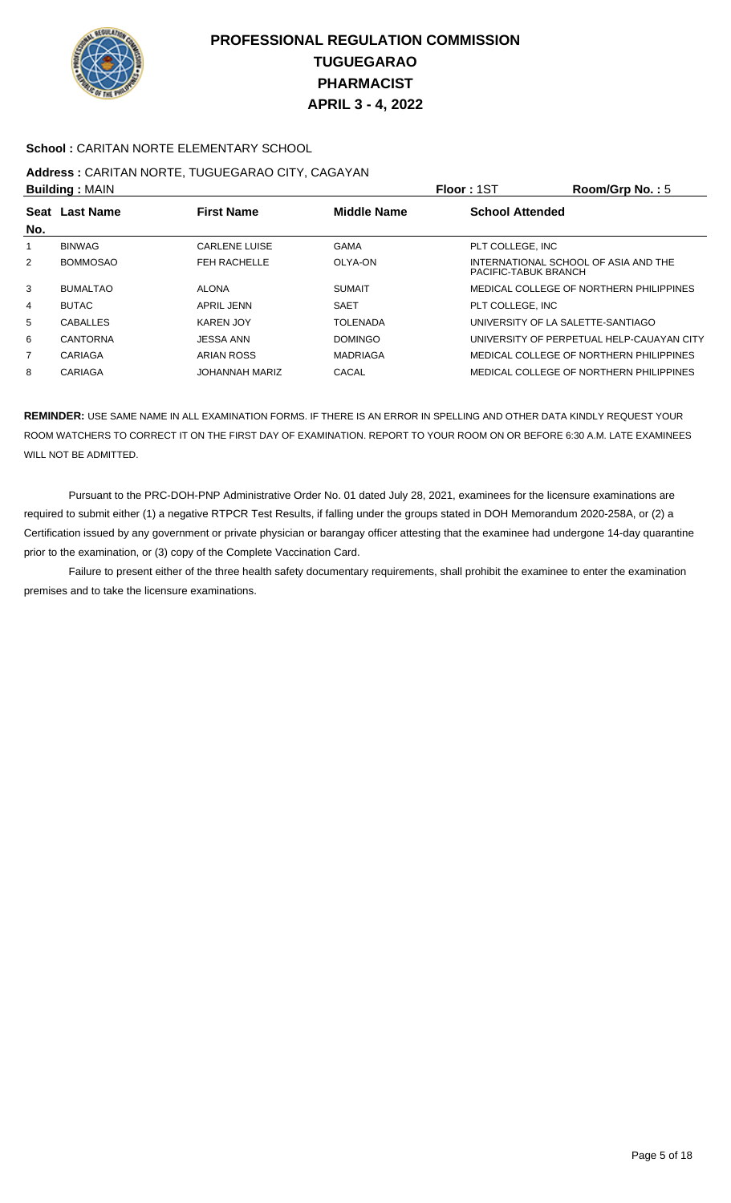# PROFESSIONAL REGULATION COMMISSION
# TUGUEGARAO
# PHARMACIST
# APRIL 3 - 4, 2022

**School :** CARITAN NORTE ELEMENTARY SCHOOL

**Address :** CARITAN NORTE, TUGUEGARAO CITY, CAGAYAN

**Building :** MAIN **Floor :** 1ST **Room/Grp No. :** 5

| Seat No. | Last Name | First Name | Middle Name | School Attended |
|---|---|---|---|---|
| 1 | BINWAG | CARLENE LUISE | GAMA | PLT COLLEGE, INC |
| 2 | BOMMOSAO | FEH RACHELLE | OLYA-ON | INTERNATIONAL SCHOOL OF ASIA AND THE PACIFIC-TABUK BRANCH |
| 3 | BUMALTAO | ALONA | SUMAIT | MEDICAL COLLEGE OF NORTHERN PHILIPPINES |
| 4 | BUTAC | APRIL JENN | SAET | PLT COLLEGE, INC |
| 5 | CABALLES | KAREN JOY | TOLENADA | UNIVERSITY OF LA SALETTE-SANTIAGO |
| 6 | CANTORNA | JESSA ANN | DOMINGO | UNIVERSITY OF PERPETUAL HELP-CAUAYAN CITY |
| 7 | CARIAGA | ARIAN ROSS | MADRIAGA | MEDICAL COLLEGE OF NORTHERN PHILIPPINES |
| 8 | CARIAGA | JOHANNAH MARIZ | CACAL | MEDICAL COLLEGE OF NORTHERN PHILIPPINES |

**REMINDER:** USE SAME NAME IN ALL EXAMINATION FORMS. IF THERE IS AN ERROR IN SPELLING AND OTHER DATA KINDLY REQUEST YOUR ROOM WATCHERS TO CORRECT IT ON THE FIRST DAY OF EXAMINATION. REPORT TO YOUR ROOM ON OR BEFORE 6:30 A.M. LATE EXAMINEES WILL NOT BE ADMITTED.

Pursuant to the PRC-DOH-PNP Administrative Order No. 01 dated July 28, 2021, examinees for the licensure examinations are required to submit either (1) a negative RTPCR Test Results, if falling under the groups stated in DOH Memorandum 2020-258A, or (2) a Certification issued by any government or private physician or barangay officer attesting that the examinee had undergone 14-day quarantine prior to the examination, or (3) copy of the Complete Vaccination Card.

Failure to present either of the three health safety documentary requirements, shall prohibit the examinee to enter the examination premises and to take the licensure examinations.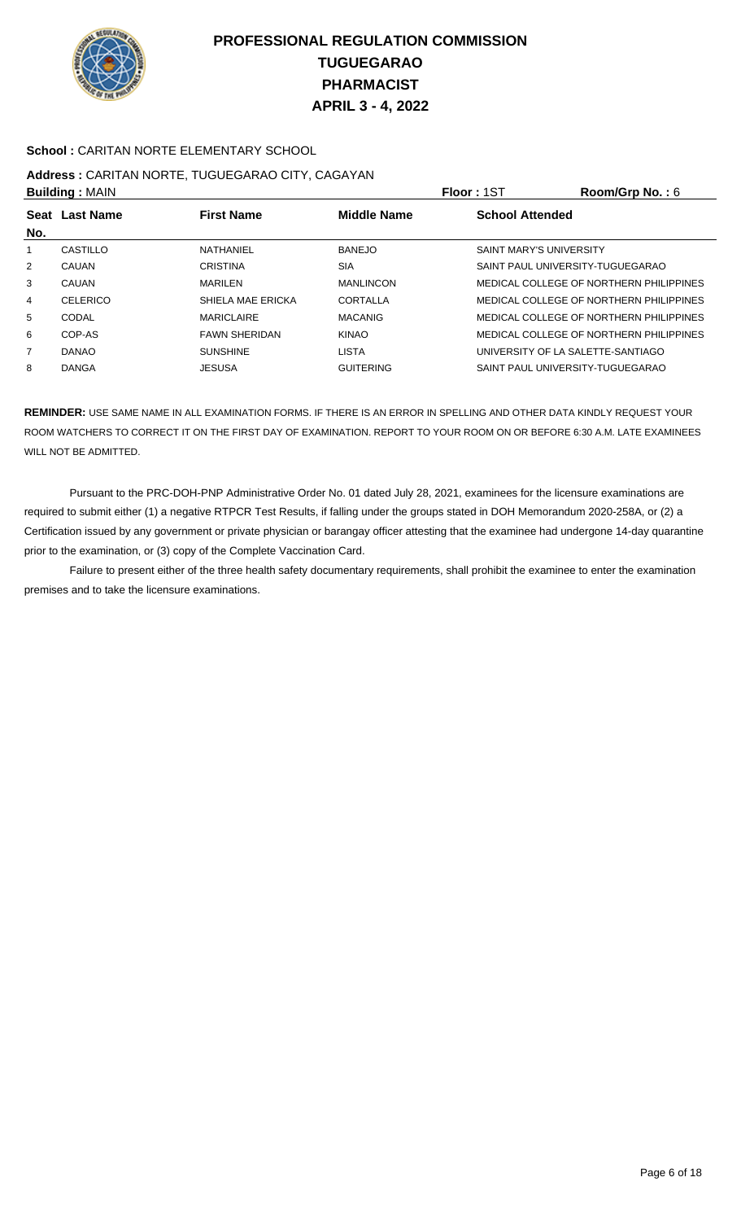# PROFESSIONAL REGULATION COMMISSION
## TUGUEGARAO
## PHARMACIST
## APRIL 3 - 4, 2022

**School :** CARITAN NORTE ELEMENTARY SCHOOL

**Address :** CARITAN NORTE, TUGUEGARAO CITY, CAGAYAN

**Building :** MAIN **Floor :** 1ST **Room/Grp No. :** 6

| Seat No. | Last Name | First Name | Middle Name | School Attended |
|---|---|---|---|---|
| 1 | CASTILLO | NATHANIEL | BANEJO | SAINT MARY'S UNIVERSITY |
| 2 | CAUAN | CRISTINA | SIA | SAINT PAUL UNIVERSITY-TUGUEGARAO |
| 3 | CAUAN | MARILEN | MANLINCON | MEDICAL COLLEGE OF NORTHERN PHILIPPINES |
| 4 | CELERICO | SHIELA MAE ERICKA | CORTALLA | MEDICAL COLLEGE OF NORTHERN PHILIPPINES |
| 5 | CODAL | MARICLAIRE | MACANIG | MEDICAL COLLEGE OF NORTHERN PHILIPPINES |
| 6 | COP-AS | FAWN SHERIDAN | KINAO | MEDICAL COLLEGE OF NORTHERN PHILIPPINES |
| 7 | DANAO | SUNSHINE | LISTA | UNIVERSITY OF LA SALETTE-SANTIAGO |
| 8 | DANGA | JESUSA | GUITERING | SAINT PAUL UNIVERSITY-TUGUEGARAO |

**REMINDER:** USE SAME NAME IN ALL EXAMINATION FORMS. IF THERE IS AN ERROR IN SPELLING AND OTHER DATA KINDLY REQUEST YOUR ROOM WATCHERS TO CORRECT IT ON THE FIRST DAY OF EXAMINATION. REPORT TO YOUR ROOM ON OR BEFORE 6:30 A.M. LATE EXAMINEES WILL NOT BE ADMITTED.

Pursuant to the PRC-DOH-PNP Administrative Order No. 01 dated July 28, 2021, examinees for the licensure examinations are required to submit either (1) a negative RTPCR Test Results, if falling under the groups stated in DOH Memorandum 2020-258A, or (2) a Certification issued by any government or private physician or barangay officer attesting that the examinee had undergone 14-day quarantine prior to the examination, or (3) copy of the Complete Vaccination Card.

Failure to present either of the three health safety documentary requirements, shall prohibit the examinee to enter the examination premises and to take the licensure examinations.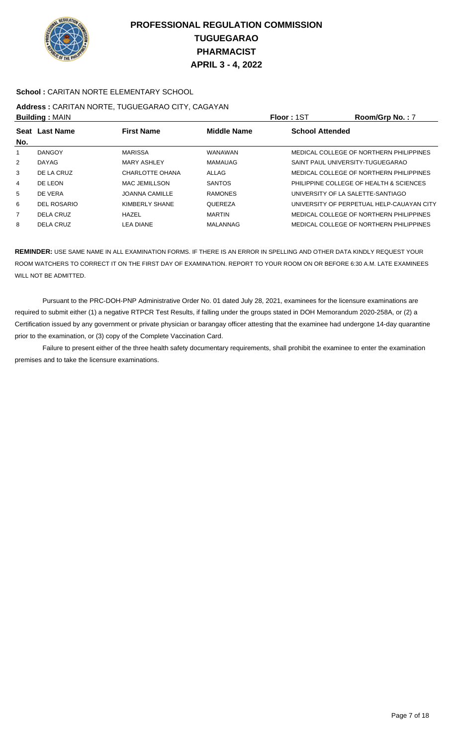# PROFESSIONAL REGULATION COMMISSION
## TUGUEGARAO
## PHARMACIST
## APRIL 3 - 4, 2022

**School :** CARITAN NORTE ELEMENTARY SCHOOL

**Address :** CARITAN NORTE, TUGUEGARAO CITY, CAGAYAN

**Building :** MAIN **Floor :** 1ST **Room/Grp No. :** 7

| Seat No. | Last Name | First Name | Middle Name | School Attended |
|---|---|---|---|---|
| 1 | DANGOY | MARISSA | WANAWAN | MEDICAL COLLEGE OF NORTHERN PHILIPPINES |
| 2 | DAYAG | MARY ASHLEY | MAMAUAG | SAINT PAUL UNIVERSITY-TUGUEGARAO |
| 3 | DE LA CRUZ | CHARLOTTE OHANA | ALLAG | MEDICAL COLLEGE OF NORTHERN PHILIPPINES |
| 4 | DE LEON | MAC JEMILLSON | SANTOS | PHILIPPINE COLLEGE OF HEALTH & SCIENCES |
| 5 | DE VERA | JOANNA CAMILLE | RAMONES | UNIVERSITY OF LA SALETTE-SANTIAGO |
| 6 | DEL ROSARIO | KIMBERLY SHANE | QUEREZA | UNIVERSITY OF PERPETUAL HELP-CAUAYAN CITY |
| 7 | DELA CRUZ | HAZEL | MARTIN | MEDICAL COLLEGE OF NORTHERN PHILIPPINES |
| 8 | DELA CRUZ | LEA DIANE | MALANNAG | MEDICAL COLLEGE OF NORTHERN PHILIPPINES |

**REMINDER:** USE SAME NAME IN ALL EXAMINATION FORMS. IF THERE IS AN ERROR IN SPELLING AND OTHER DATA KINDLY REQUEST YOUR ROOM WATCHERS TO CORRECT IT ON THE FIRST DAY OF EXAMINATION. REPORT TO YOUR ROOM ON OR BEFORE 6:30 A.M. LATE EXAMINEES WILL NOT BE ADMITTED.

Pursuant to the PRC-DOH-PNP Administrative Order No. 01 dated July 28, 2021, examinees for the licensure examinations are required to submit either (1) a negative RTPCR Test Results, if falling under the groups stated in DOH Memorandum 2020-258A, or (2) a Certification issued by any government or private physician or barangay officer attesting that the examinee had undergone 14-day quarantine prior to the examination, or (3) copy of the Complete Vaccination Card.

Failure to present either of the three health safety documentary requirements, shall prohibit the examinee to enter the examination premises and to take the licensure examinations.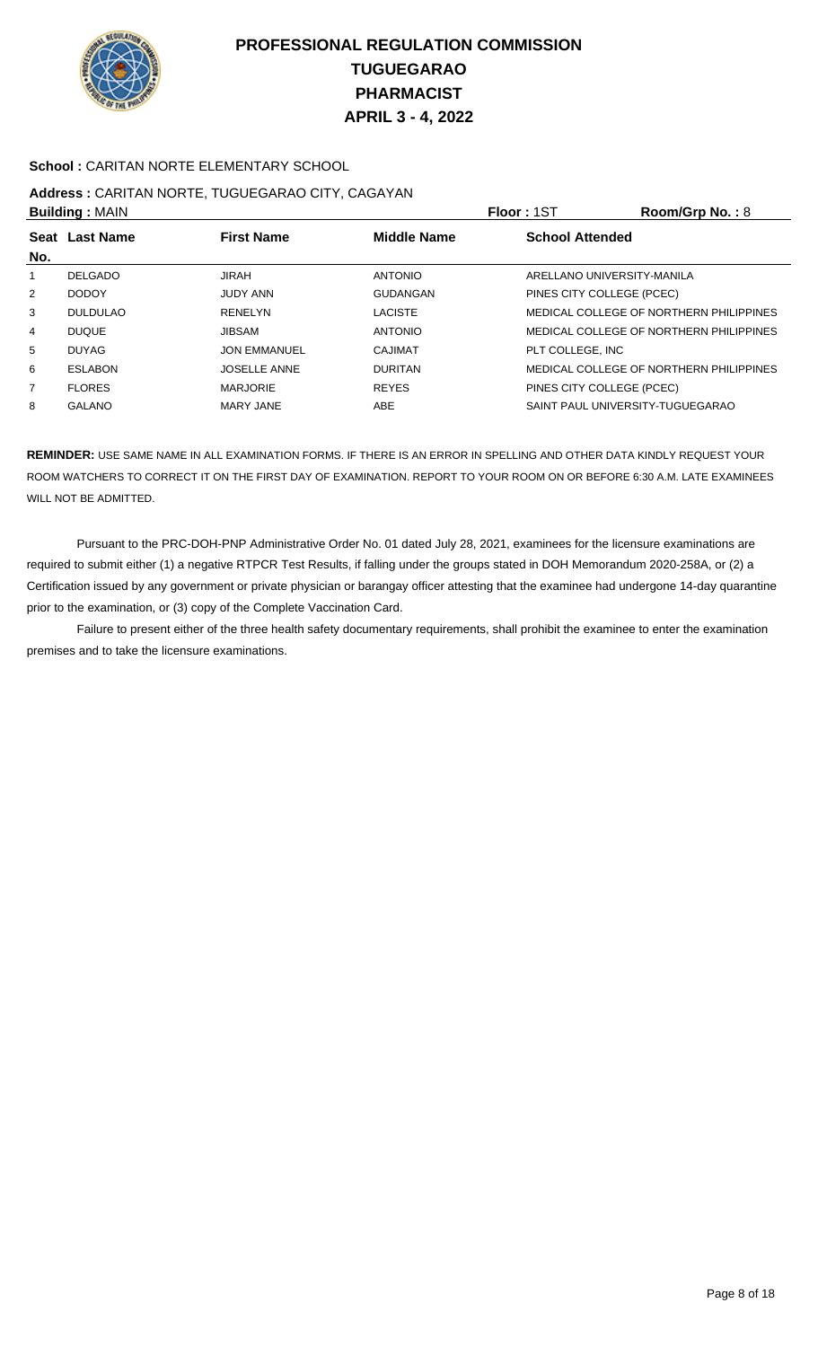# PROFESSIONAL REGULATION COMMISSION
## TUGUEGARAO
## PHARMACIST
## APRIL 3 - 4, 2022

**School :** CARITAN NORTE ELEMENTARY SCHOOL

**Address :** CARITAN NORTE, TUGUEGARAO CITY, CAGAYAN

**Building :** MAIN **Floor :** 1ST **Room/Grp No. :** 8

| Seat No. | Last Name | First Name | Middle Name | School Attended |
|---|---|---|---|---|
| 1 | DELGADO | JIRAH | ANTONIO | ARELLANO UNIVERSITY-MANILA |
| 2 | DODOY | JUDY ANN | GUDANGAN | PINES CITY COLLEGE (PCEC) |
| 3 | DULDULAO | RENELYN | LACISTE | MEDICAL COLLEGE OF NORTHERN PHILIPPINES |
| 4 | DUQUE | JIBSAM | ANTONIO | MEDICAL COLLEGE OF NORTHERN PHILIPPINES |
| 5 | DUYAG | JON EMMANUEL | CAJIMAT | PLT COLLEGE, INC |
| 6 | ESLABON | JOSELLE ANNE | DURITAN | MEDICAL COLLEGE OF NORTHERN PHILIPPINES |
| 7 | FLORES | MARJORIE | REYES | PINES CITY COLLEGE (PCEC) |
| 8 | GALANO | MARY JANE | ABE | SAINT PAUL UNIVERSITY-TUGUEGARAO |

**REMINDER:** USE SAME NAME IN ALL EXAMINATION FORMS. IF THERE IS AN ERROR IN SPELLING AND OTHER DATA KINDLY REQUEST YOUR ROOM WATCHERS TO CORRECT IT ON THE FIRST DAY OF EXAMINATION. REPORT TO YOUR ROOM ON OR BEFORE 6:30 A.M. LATE EXAMINEES WILL NOT BE ADMITTED.

Pursuant to the PRC-DOH-PNP Administrative Order No. 01 dated July 28, 2021, examinees for the licensure examinations are required to submit either (1) a negative RTPCR Test Results, if falling under the groups stated in DOH Memorandum 2020-258A, or (2) a Certification issued by any government or private physician or barangay officer attesting that the examinee had undergone 14-day quarantine prior to the examination, or (3) copy of the Complete Vaccination Card.

Failure to present either of the three health safety documentary requirements, shall prohibit the examinee to enter the examination premises and to take the licensure examinations.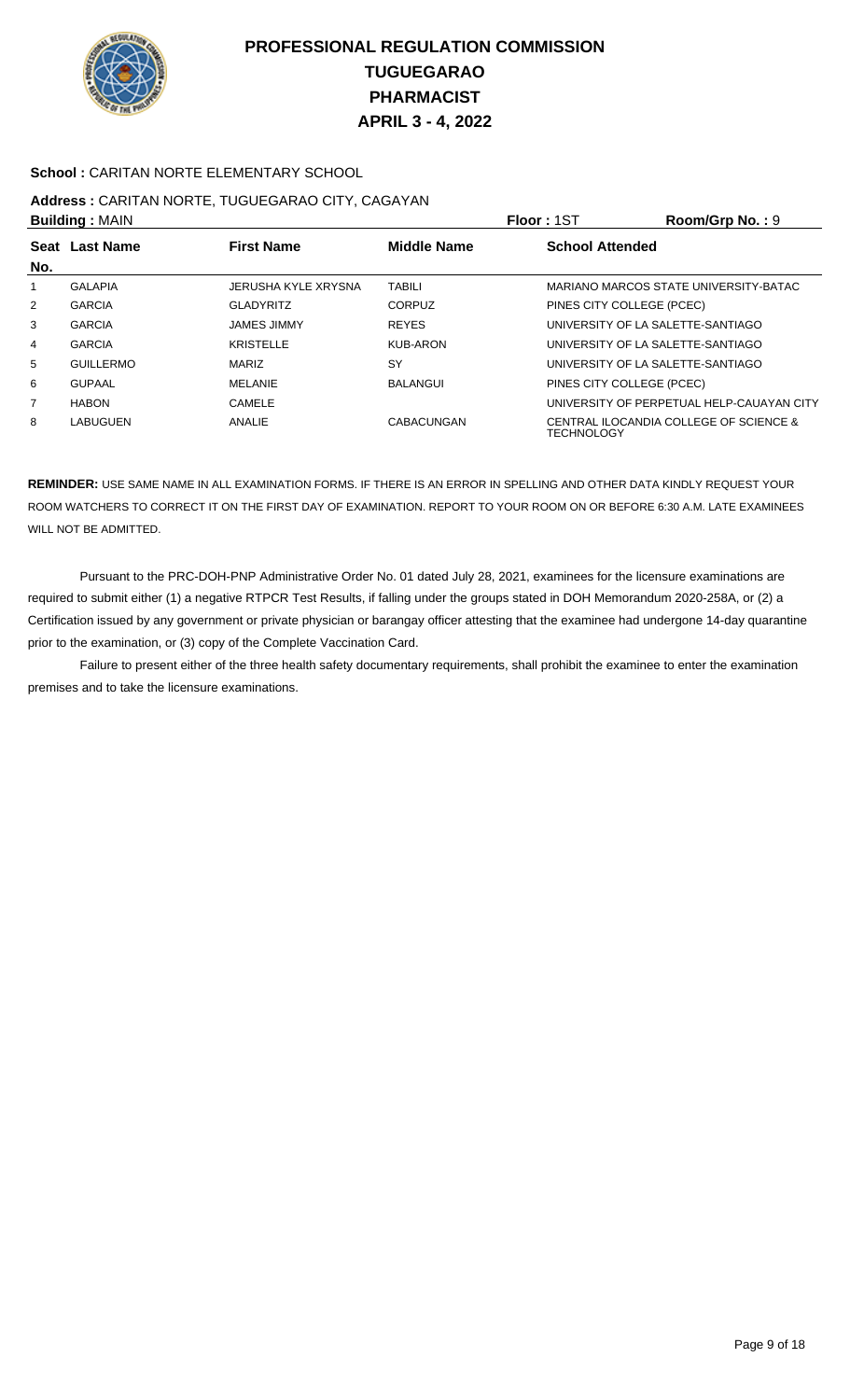# PROFESSIONAL REGULATION COMMISSION
## TUGUEGARAO
## PHARMACIST
## APRIL 3 - 4, 2022

**School :** CARITAN NORTE ELEMENTARY SCHOOL

**Address :** CARITAN NORTE, TUGUEGARAO CITY, CAGAYAN

**Building :** MAIN | **Floor :** 1ST | **Room/Grp No. :** 9

| Seat No. | Last Name | First Name | Middle Name | School Attended |
|---|---|---|---|---|
| 1 | GALAPIA | JERUSHA KYLE XRYSNA | TABILI | MARIANO MARCOS STATE UNIVERSITY-BATAC |
| 2 | GARCIA | GLADYRITZ | CORPUZ | PINES CITY COLLEGE (PCEC) |
| 3 | GARCIA | JAMES JIMMY | REYES | UNIVERSITY OF LA SALETTE-SANTIAGO |
| 4 | GARCIA | KRISTELLE | KUB-ARON | UNIVERSITY OF LA SALETTE-SANTIAGO |
| 5 | GUILLERMO | MARIZ | SY | UNIVERSITY OF LA SALETTE-SANTIAGO |
| 6 | GUPAAL | MELANIE | BALANGUI | PINES CITY COLLEGE (PCEC) |
| 7 | HABON | CAMELE | | UNIVERSITY OF PERPETUAL HELP-CAUAYAN CITY |
| 8 | LABUGUEN | ANALIE | CABACUNGAN | CENTRAL ILOCANDIA COLLEGE OF SCIENCE & TECHNOLOGY |

**REMINDER:** USE SAME NAME IN ALL EXAMINATION FORMS. IF THERE IS AN ERROR IN SPELLING AND OTHER DATA KINDLY REQUEST YOUR ROOM WATCHERS TO CORRECT IT ON THE FIRST DAY OF EXAMINATION. REPORT TO YOUR ROOM ON OR BEFORE 6:30 A.M. LATE EXAMINEES WILL NOT BE ADMITTED.

Pursuant to the PRC-DOH-PNP Administrative Order No. 01 dated July 28, 2021, examinees for the licensure examinations are required to submit either (1) a negative RTPCR Test Results, if falling under the groups stated in DOH Memorandum 2020-258A, or (2) a Certification issued by any government or private physician or barangay officer attesting that the examinee had undergone 14-day quarantine prior to the examination, or (3) copy of the Complete Vaccination Card.

Failure to present either of the three health safety documentary requirements, shall prohibit the examinee to enter the examination premises and to take the licensure examinations.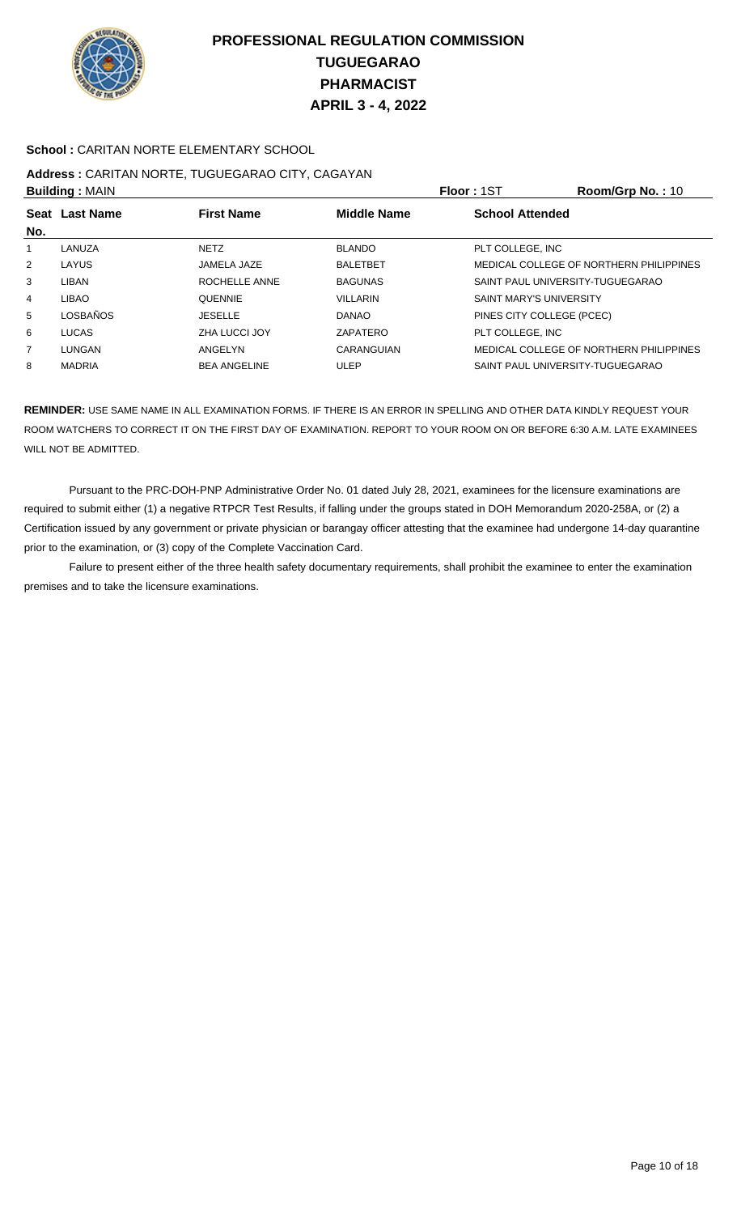# PROFESSIONAL REGULATION COMMISSION
# TUGUEGARAO
# PHARMACIST
# APRIL 3 - 4, 2022

**School :** CARITAN NORTE ELEMENTARY SCHOOL

**Address :** CARITAN NORTE, TUGUEGARAO CITY, CAGAYAN

**Building :** MAIN **Floor :** 1ST **Room/Grp No. :** 10

| Seat No. | Last Name | First Name | Middle Name | School Attended |
|---|---|---|---|---|
| 1 | LANUZA | NETZ | BLANDO | PLT COLLEGE, INC |
| 2 | LAYUS | JAMELA JAZE | BALETBET | MEDICAL COLLEGE OF NORTHERN PHILIPPINES |
| 3 | LIBAN | ROCHELLE ANNE | BAGUNAS | SAINT PAUL UNIVERSITY-TUGUEGARAO |
| 4 | LIBAO | QUENNIE | VILLARIN | SAINT MARY'S UNIVERSITY |
| 5 | LOSBAÑOS | JESELLE | DANAO | PINES CITY COLLEGE (PCEC) |
| 6 | LUCAS | ZHA LUCCI JOY | ZAPATERO | PLT COLLEGE, INC |
| 7 | LUNGAN | ANGELYN | CARANGUIAN | MEDICAL COLLEGE OF NORTHERN PHILIPPINES |
| 8 | MADRIA | BEA ANGELINE | ULEP | SAINT PAUL UNIVERSITY-TUGUEGARAO |

**REMINDER:** USE SAME NAME IN ALL EXAMINATION FORMS. IF THERE IS AN ERROR IN SPELLING AND OTHER DATA KINDLY REQUEST YOUR ROOM WATCHERS TO CORRECT IT ON THE FIRST DAY OF EXAMINATION. REPORT TO YOUR ROOM ON OR BEFORE 6:30 A.M. LATE EXAMINEES WILL NOT BE ADMITTED.

Pursuant to the PRC-DOH-PNP Administrative Order No. 01 dated July 28, 2021, examinees for the licensure examinations are required to submit either (1) a negative RTPCR Test Results, if falling under the groups stated in DOH Memorandum 2020-258A, or (2) a Certification issued by any government or private physician or barangay officer attesting that the examinee had undergone 14-day quarantine prior to the examination, or (3) copy of the Complete Vaccination Card.

Failure to present either of the three health safety documentary requirements, shall prohibit the examinee to enter the examination premises and to take the licensure examinations.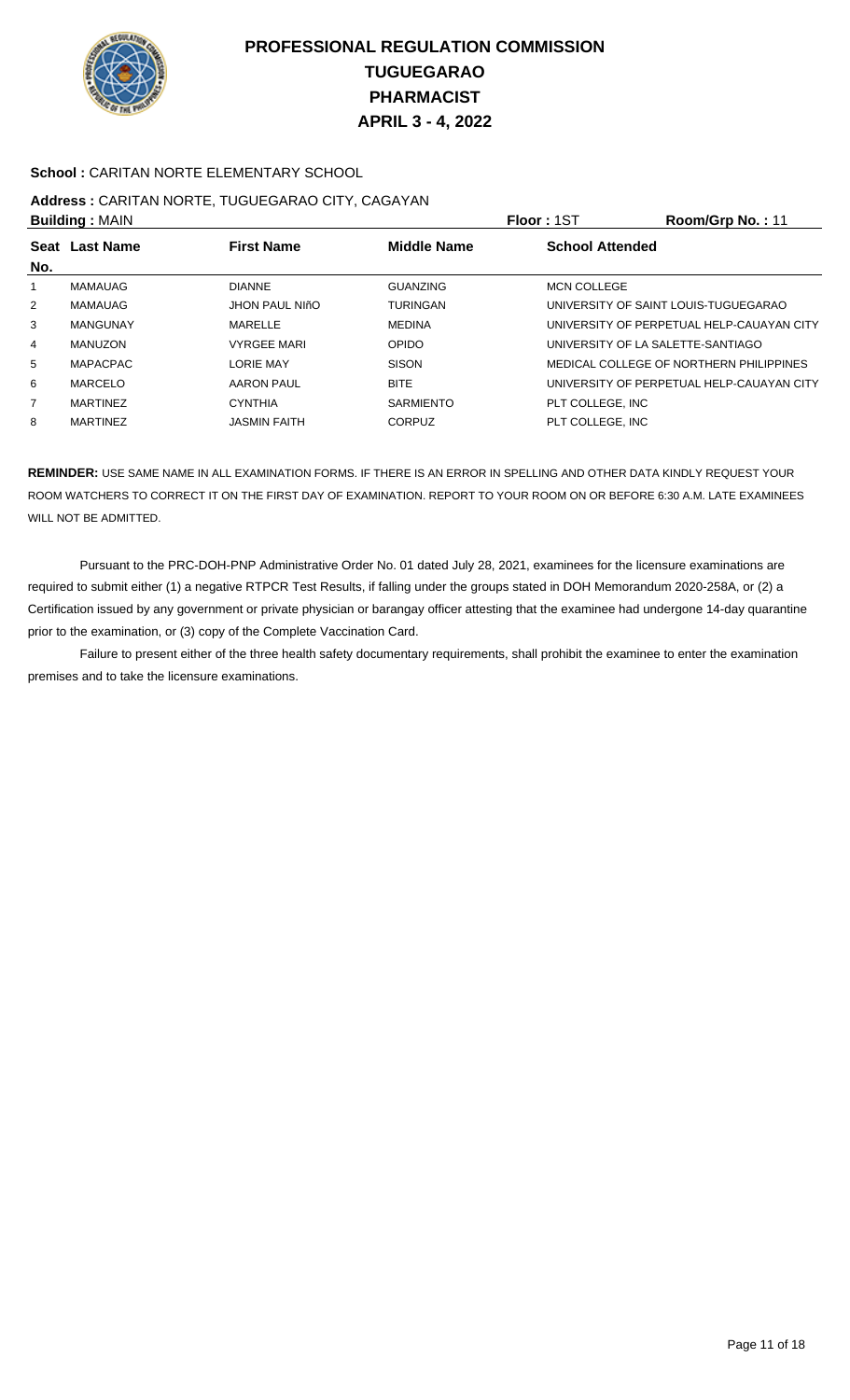# PROFESSIONAL REGULATION COMMISSION
# TUGUEGARAO
# PHARMACIST
# APRIL 3 - 4, 2022

**School :** CARITAN NORTE ELEMENTARY SCHOOL

**Address :** CARITAN NORTE, TUGUEGARAO CITY, CAGAYAN

**Building :** MAIN  **Floor :** 1ST  **Room/Grp No. :** 11

| Seat No. | Last Name | First Name | Middle Name | School Attended |
|---|---|---|---|---|
| 1 | MAMAUAG | DIANNE | GUANZING | MCN COLLEGE |
| 2 | MAMAUAG | JHON PAUL NIñO | TURINGAN | UNIVERSITY OF SAINT LOUIS-TUGUEGARAO |
| 3 | MANGUNAY | MARELLE | MEDINA | UNIVERSITY OF PERPETUAL HELP-CAUAYAN CITY |
| 4 | MANUZON | VYRGEE MARI | OPIDO | UNIVERSITY OF LA SALETTE-SANTIAGO |
| 5 | MAPACPAC | LORIE MAY | SISON | MEDICAL COLLEGE OF NORTHERN PHILIPPINES |
| 6 | MARCELO | AARON PAUL | BITE | UNIVERSITY OF PERPETUAL HELP-CAUAYAN CITY |
| 7 | MARTINEZ | CYNTHIA | SARMIENTO | PLT COLLEGE, INC |
| 8 | MARTINEZ | JASMIN FAITH | CORPUZ | PLT COLLEGE, INC |

**REMINDER:** USE SAME NAME IN ALL EXAMINATION FORMS. IF THERE IS AN ERROR IN SPELLING AND OTHER DATA KINDLY REQUEST YOUR ROOM WATCHERS TO CORRECT IT ON THE FIRST DAY OF EXAMINATION. REPORT TO YOUR ROOM ON OR BEFORE 6:30 A.M. LATE EXAMINEES WILL NOT BE ADMITTED.

Pursuant to the PRC-DOH-PNP Administrative Order No. 01 dated July 28, 2021, examinees for the licensure examinations are required to submit either (1) a negative RTPCR Test Results, if falling under the groups stated in DOH Memorandum 2020-258A, or (2) a Certification issued by any government or private physician or barangay officer attesting that the examinee had undergone 14-day quarantine prior to the examination, or (3) copy of the Complete Vaccination Card.

Failure to present either of the three health safety documentary requirements, shall prohibit the examinee to enter the examination premises and to take the licensure examinations.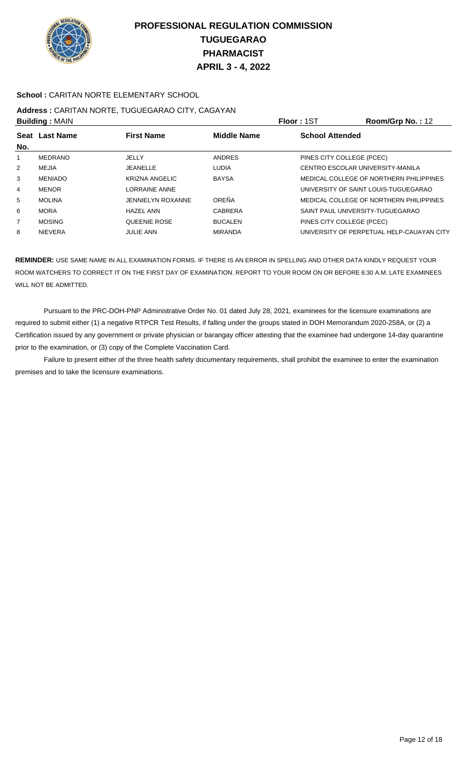# PROFESSIONAL REGULATION COMMISSION
# TUGUEGARAO
# PHARMACIST
# APRIL 3 - 4, 2022

**School :** CARITAN NORTE ELEMENTARY SCHOOL

**Address :** CARITAN NORTE, TUGUEGARAO CITY, CAGAYAN

**Building :** MAIN **Floor :** 1ST **Room/Grp No. :** 12

| Seat No. | Last Name | First Name | Middle Name | School Attended |
|---|---|---|---|---|
| 1 | MEDRANO | JELLY | ANDRES | PINES CITY COLLEGE (PCEC) |
| 2 | MEJIA | JEANELLE | LUDIA | CENTRO ESCOLAR UNIVERSITY-MANILA |
| 3 | MENIADO | KRIZNA ANGELIC | BAYSA | MEDICAL COLLEGE OF NORTHERN PHILIPPINES |
| 4 | MENOR | LORRAINE ANNE | | UNIVERSITY OF SAINT LOUIS-TUGUEGARAO |
| 5 | MOLINA | JENNIELYN ROXANNE | OREÑA | MEDICAL COLLEGE OF NORTHERN PHILIPPINES |
| 6 | MORA | HAZEL ANN | CABRERA | SAINT PAUL UNIVERSITY-TUGUEGARAO |
| 7 | MOSING | QUEENIE ROSE | BUCALEN | PINES CITY COLLEGE (PCEC) |
| 8 | NIEVERA | JULIE ANN | MIRANDA | UNIVERSITY OF PERPETUAL HELP-CAUAYAN CITY |

**REMINDER:** USE SAME NAME IN ALL EXAMINATION FORMS. IF THERE IS AN ERROR IN SPELLING AND OTHER DATA KINDLY REQUEST YOUR ROOM WATCHERS TO CORRECT IT ON THE FIRST DAY OF EXAMINATION. REPORT TO YOUR ROOM ON OR BEFORE 6:30 A.M. LATE EXAMINEES WILL NOT BE ADMITTED.

Pursuant to the PRC-DOH-PNP Administrative Order No. 01 dated July 28, 2021, examinees for the licensure examinations are required to submit either (1) a negative RTPCR Test Results, if falling under the groups stated in DOH Memorandum 2020-258A, or (2) a Certification issued by any government or private physician or barangay officer attesting that the examinee had undergone 14-day quarantine prior to the examination, or (3) copy of the Complete Vaccination Card.

Failure to present either of the three health safety documentary requirements, shall prohibit the examinee to enter the examination premises and to take the licensure examinations.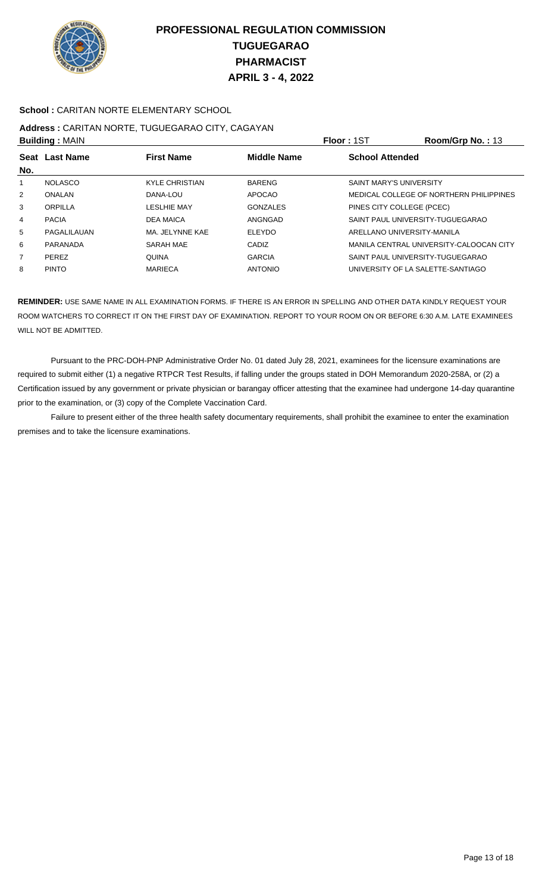# PROFESSIONAL REGULATION COMMISSION
## TUGUEGARAO
## PHARMACIST
## APRIL 3 - 4, 2022

**School :** CARITAN NORTE ELEMENTARY SCHOOL

**Address :** CARITAN NORTE, TUGUEGARAO CITY, CAGAYAN

**Building :** MAIN **Floor :** 1ST **Room/Grp No. :** 13

| Seat No. | Last Name | First Name | Middle Name | School Attended |
|---|---|---|---|---|
| 1 | NOLASCO | KYLE CHRISTIAN | BARENG | SAINT MARY'S UNIVERSITY |
| 2 | ONALAN | DANA-LOU | APOCAO | MEDICAL COLLEGE OF NORTHERN PHILIPPINES |
| 3 | ORPILLA | LESLHIE MAY | GONZALES | PINES CITY COLLEGE (PCEC) |
| 4 | PACIA | DEA MAICA | ANGNGAD | SAINT PAUL UNIVERSITY-TUGUEGARAO |
| 5 | PAGALILAUAN | MA. JELYNNE KAE | ELEYDO | ARELLANO UNIVERSITY-MANILA |
| 6 | PARANADA | SARAH MAE | CADIZ | MANILA CENTRAL UNIVERSITY-CALOOCAN CITY |
| 7 | PEREZ | QUINA | GARCIA | SAINT PAUL UNIVERSITY-TUGUEGARAO |
| 8 | PINTO | MARIECA | ANTONIO | UNIVERSITY OF LA SALETTE-SANTIAGO |

**REMINDER:** USE SAME NAME IN ALL EXAMINATION FORMS. IF THERE IS AN ERROR IN SPELLING AND OTHER DATA KINDLY REQUEST YOUR ROOM WATCHERS TO CORRECT IT ON THE FIRST DAY OF EXAMINATION. REPORT TO YOUR ROOM ON OR BEFORE 6:30 A.M. LATE EXAMINEES WILL NOT BE ADMITTED.

Pursuant to the PRC-DOH-PNP Administrative Order No. 01 dated July 28, 2021, examinees for the licensure examinations are required to submit either (1) a negative RTPCR Test Results, if falling under the groups stated in DOH Memorandum 2020-258A, or (2) a Certification issued by any government or private physician or barangay officer attesting that the examinee had undergone 14-day quarantine prior to the examination, or (3) copy of the Complete Vaccination Card.

Failure to present either of the three health safety documentary requirements, shall prohibit the examinee to enter the examination premises and to take the licensure examinations.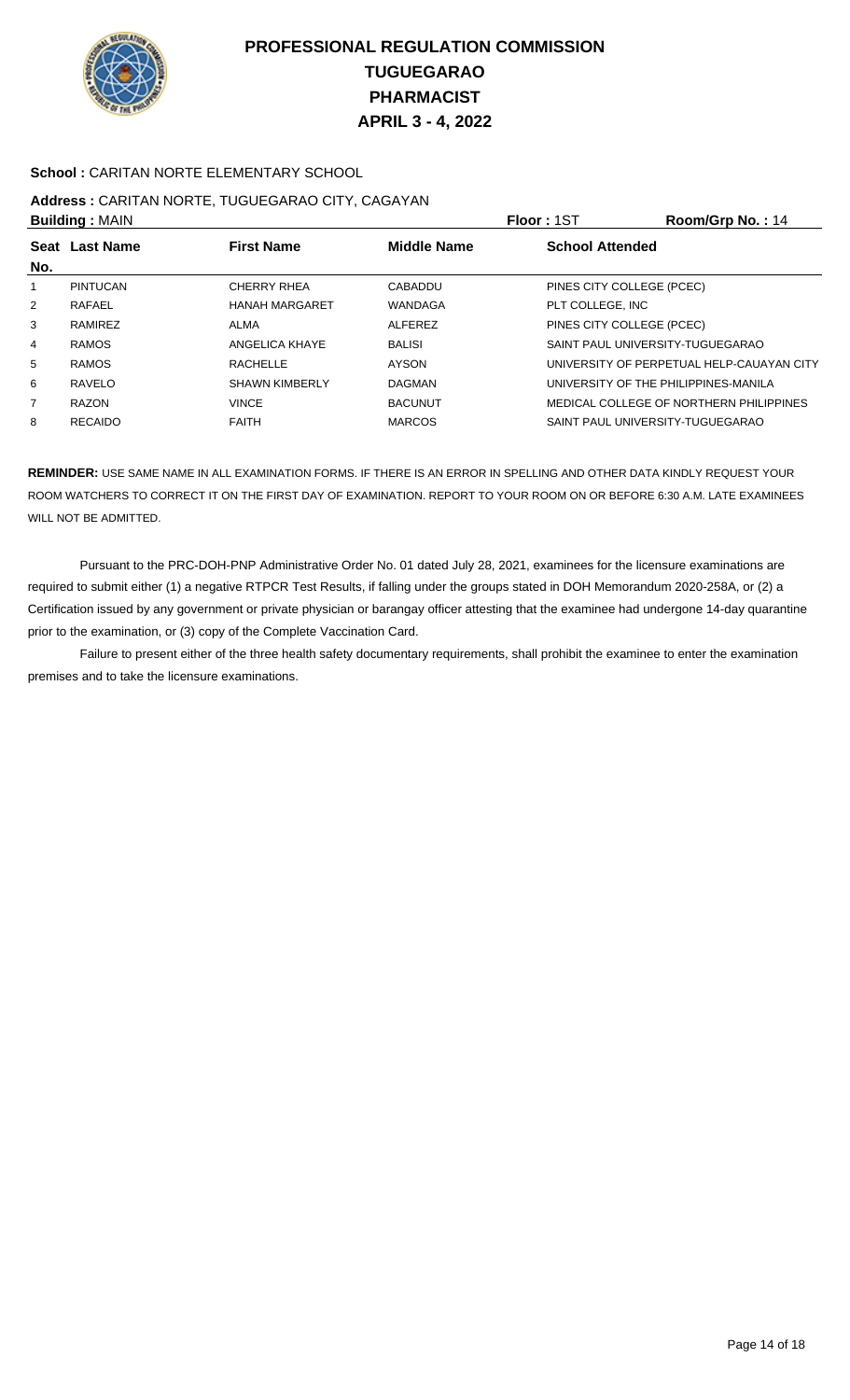# PROFESSIONAL REGULATION COMMISSION
# TUGUEGARAO
# PHARMACIST
# APRIL 3 - 4, 2022

**School :** CARITAN NORTE ELEMENTARY SCHOOL

**Address :** CARITAN NORTE, TUGUEGARAO CITY, CAGAYAN

**Building :** MAIN **Floor :** 1ST **Room/Grp No. :** 14

| Seat No. | Last Name | First Name | Middle Name | School Attended |
|---|---|---|---|---|
| 1 | PINTUCAN | CHERRY RHEA | CABADDU | PINES CITY COLLEGE (PCEC) |
| 2 | RAFAEL | HANAH MARGARET | WANDAGA | PLT COLLEGE, INC |
| 3 | RAMIREZ | ALMA | ALFEREZ | PINES CITY COLLEGE (PCEC) |
| 4 | RAMOS | ANGELICA KHAYE | BALISI | SAINT PAUL UNIVERSITY-TUGUEGARAO |
| 5 | RAMOS | RACHELLE | AYSON | UNIVERSITY OF PERPETUAL HELP-CAUAYAN CITY |
| 6 | RAVELO | SHAWN KIMBERLY | DAGMAN | UNIVERSITY OF THE PHILIPPINES-MANILA |
| 7 | RAZON | VINCE | BACUNUT | MEDICAL COLLEGE OF NORTHERN PHILIPPINES |
| 8 | RECAIDO | FAITH | MARCOS | SAINT PAUL UNIVERSITY-TUGUEGARAO |

**REMINDER:** USE SAME NAME IN ALL EXAMINATION FORMS. IF THERE IS AN ERROR IN SPELLING AND OTHER DATA KINDLY REQUEST YOUR ROOM WATCHERS TO CORRECT IT ON THE FIRST DAY OF EXAMINATION. REPORT TO YOUR ROOM ON OR BEFORE 6:30 A.M. LATE EXAMINEES WILL NOT BE ADMITTED.

Pursuant to the PRC-DOH-PNP Administrative Order No. 01 dated July 28, 2021, examinees for the licensure examinations are required to submit either (1) a negative RTPCR Test Results, if falling under the groups stated in DOH Memorandum 2020-258A, or (2) a Certification issued by any government or private physician or barangay officer attesting that the examinee had undergone 14-day quarantine prior to the examination, or (3) copy of the Complete Vaccination Card.

Failure to present either of the three health safety documentary requirements, shall prohibit the examinee to enter the examination premises and to take the licensure examinations.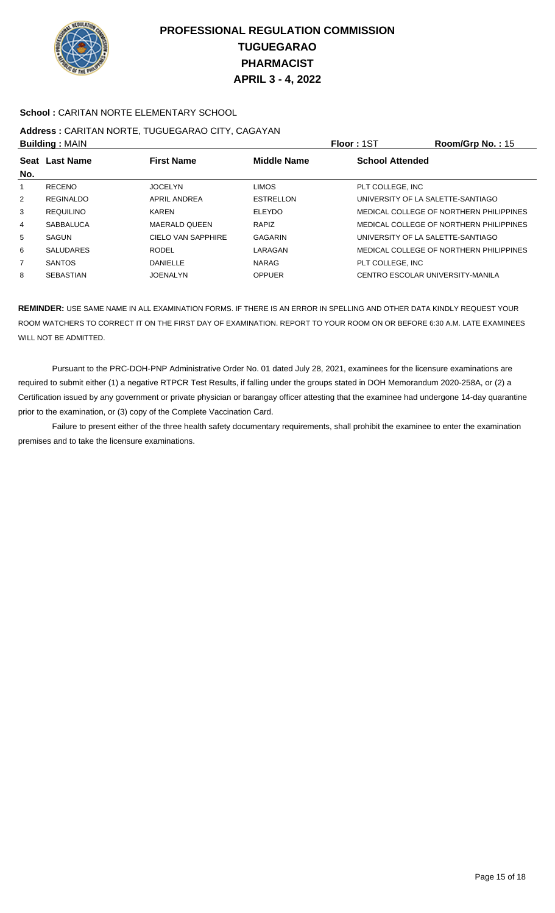# PROFESSIONAL REGULATION COMMISSION
# TUGUEGARAO
# PHARMACIST
# APRIL 3 - 4, 2022

**School :** CARITAN NORTE ELEMENTARY SCHOOL

**Address :** CARITAN NORTE, TUGUEGARAO CITY, CAGAYAN

**Building :** MAIN **Floor :** 1ST **Room/Grp No. :** 15

| Seat No. | Last Name | First Name | Middle Name | School Attended |
|---|---|---|---|---|
| 1 | RECENO | JOCELYN | LIMOS | PLT COLLEGE, INC |
| 2 | REGINALDO | APRIL ANDREA | ESTRELLON | UNIVERSITY OF LA SALETTE-SANTIAGO |
| 3 | REQUILINO | KAREN | ELEYDO | MEDICAL COLLEGE OF NORTHERN PHILIPPINES |
| 4 | SABBALUCA | MAERALD QUEEN | RAPIZ | MEDICAL COLLEGE OF NORTHERN PHILIPPINES |
| 5 | SAGUN | CIELO VAN SAPPHIRE | GAGARIN | UNIVERSITY OF LA SALETTE-SANTIAGO |
| 6 | SALUDARES | RODEL | LARAGAN | MEDICAL COLLEGE OF NORTHERN PHILIPPINES |
| 7 | SANTOS | DANIELLE | NARAG | PLT COLLEGE, INC |
| 8 | SEBASTIAN | JOENALYN | OPPUER | CENTRO ESCOLAR UNIVERSITY-MANILA |

**REMINDER:** USE SAME NAME IN ALL EXAMINATION FORMS. IF THERE IS AN ERROR IN SPELLING AND OTHER DATA KINDLY REQUEST YOUR ROOM WATCHERS TO CORRECT IT ON THE FIRST DAY OF EXAMINATION. REPORT TO YOUR ROOM ON OR BEFORE 6:30 A.M. LATE EXAMINEES WILL NOT BE ADMITTED.

Pursuant to the PRC-DOH-PNP Administrative Order No. 01 dated July 28, 2021, examinees for the licensure examinations are required to submit either (1) a negative RTPCR Test Results, if falling under the groups stated in DOH Memorandum 2020-258A, or (2) a Certification issued by any government or private physician or barangay officer attesting that the examinee had undergone 14-day quarantine prior to the examination, or (3) copy of the Complete Vaccination Card.

Failure to present either of the three health safety documentary requirements, shall prohibit the examinee to enter the examination premises and to take the licensure examinations.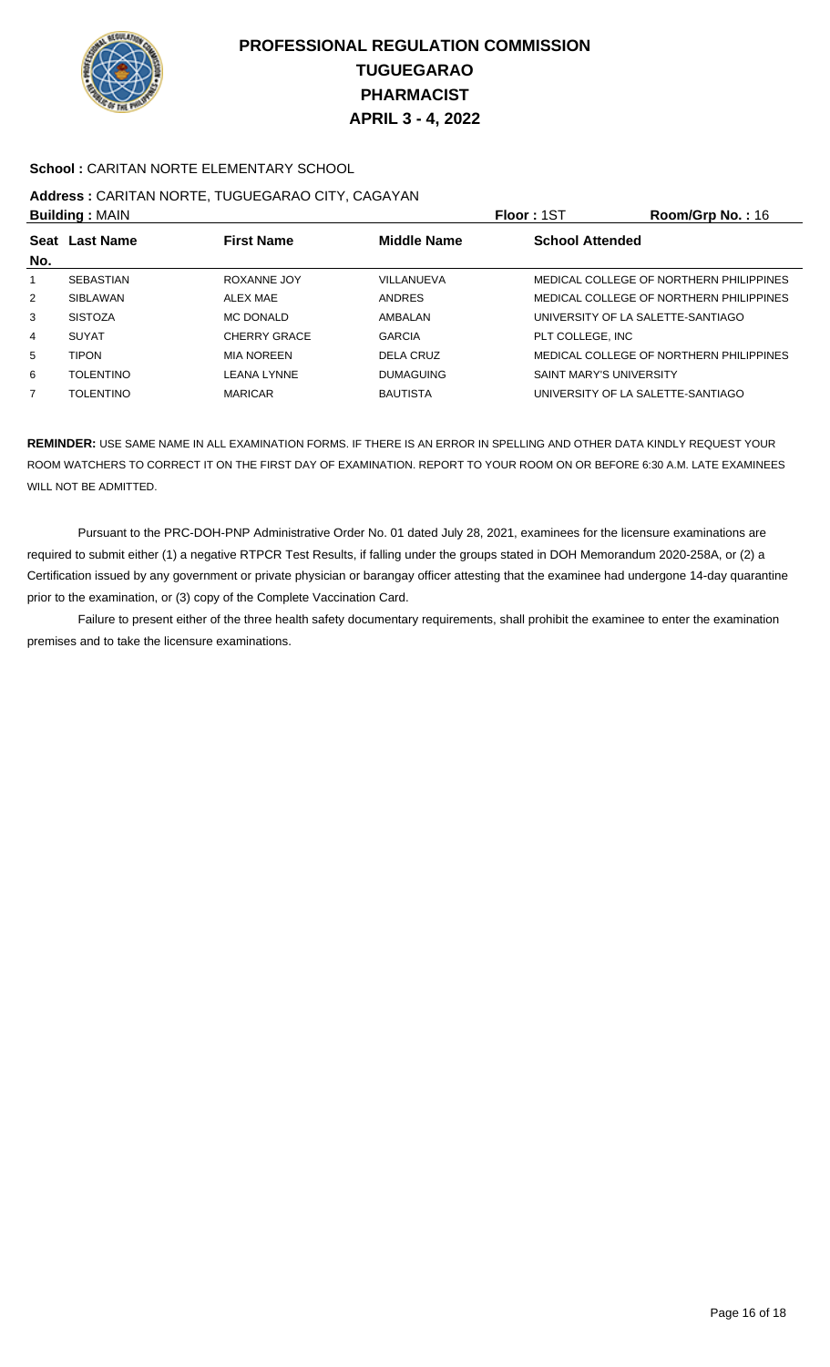# PROFESSIONAL REGULATION COMMISSION
## TUGUEGARAO
## PHARMACIST
## APRIL 3 - 4, 2022

**School :** CARITAN NORTE ELEMENTARY SCHOOL

**Address :** CARITAN NORTE, TUGUEGARAO CITY, CAGAYAN

**Building :** MAIN **Floor :** 1ST **Room/Grp No. :** 16

| Seat No. | Last Name | First Name | Middle Name | School Attended |
|---|---|---|---|---|
| 1 | SEBASTIAN | ROXANNE JOY | VILLANUEVA | MEDICAL COLLEGE OF NORTHERN PHILIPPINES |
| 2 | SIBLAWAN | ALEX MAE | ANDRES | MEDICAL COLLEGE OF NORTHERN PHILIPPINES |
| 3 | SISTOZA | MC DONALD | AMBALAN | UNIVERSITY OF LA SALETTE-SANTIAGO |
| 4 | SUYAT | CHERRY GRACE | GARCIA | PLT COLLEGE, INC |
| 5 | TIPON | MIA NOREEN | DELA CRUZ | MEDICAL COLLEGE OF NORTHERN PHILIPPINES |
| 6 | TOLENTINO | LEANA LYNNE | DUMAGUING | SAINT MARY'S UNIVERSITY |
| 7 | TOLENTINO | MARICAR | BAUTISTA | UNIVERSITY OF LA SALETTE-SANTIAGO |

**REMINDER:** USE SAME NAME IN ALL EXAMINATION FORMS. IF THERE IS AN ERROR IN SPELLING AND OTHER DATA KINDLY REQUEST YOUR ROOM WATCHERS TO CORRECT IT ON THE FIRST DAY OF EXAMINATION. REPORT TO YOUR ROOM ON OR BEFORE 6:30 A.M. LATE EXAMINEES WILL NOT BE ADMITTED.

Pursuant to the PRC-DOH-PNP Administrative Order No. 01 dated July 28, 2021, examinees for the licensure examinations are required to submit either (1) a negative RTPCR Test Results, if falling under the groups stated in DOH Memorandum 2020-258A, or (2) a Certification issued by any government or private physician or barangay officer attesting that the examinee had undergone 14-day quarantine prior to the examination, or (3) copy of the Complete Vaccination Card.

Failure to present either of the three health safety documentary requirements, shall prohibit the examinee to enter the examination premises and to take the licensure examinations.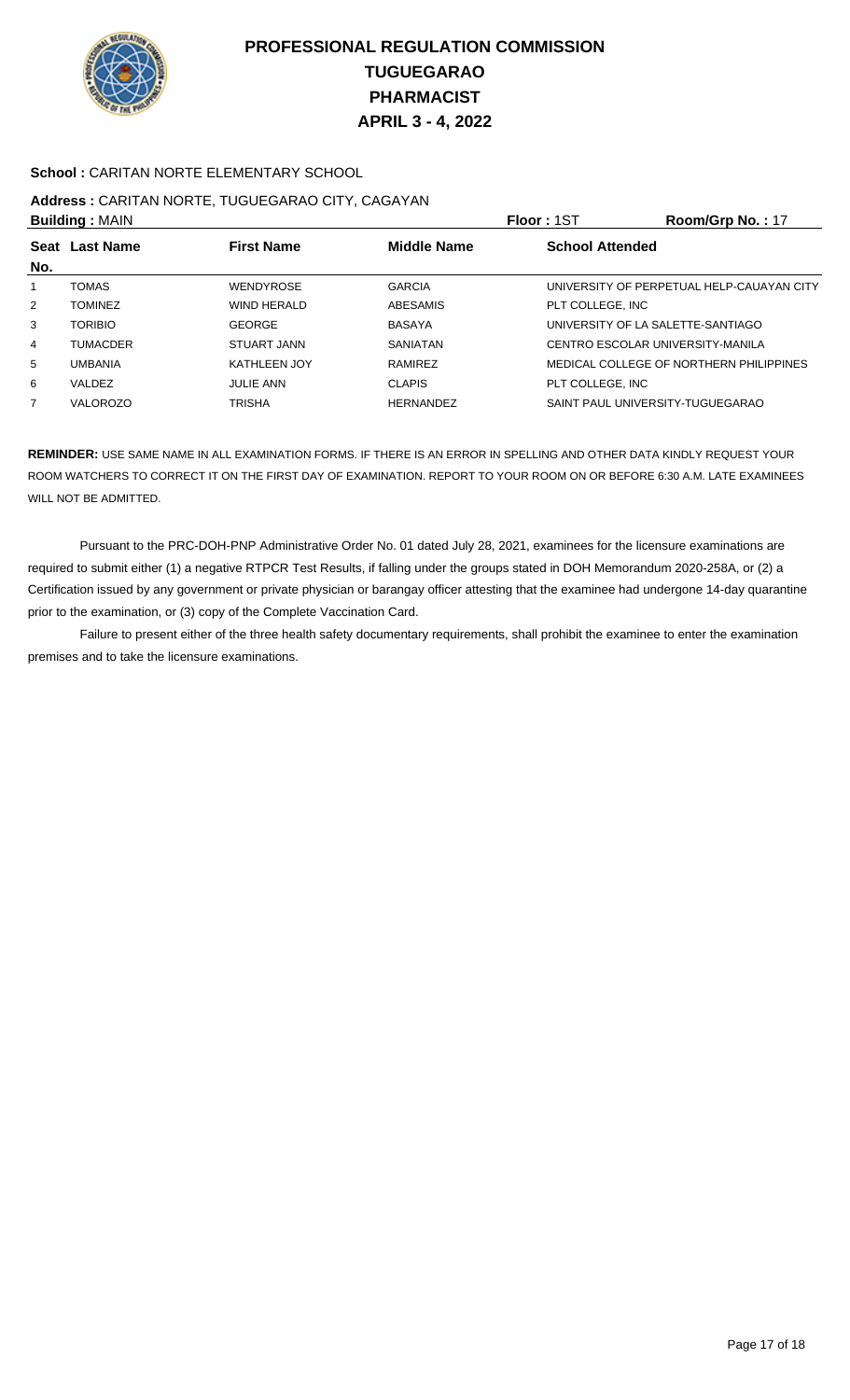# PROFESSIONAL REGULATION COMMISSION
## TUGUEGARAO
## PHARMACIST
## APRIL 3 - 4, 2022

**School :** CARITAN NORTE ELEMENTARY SCHOOL

**Address :** CARITAN NORTE, TUGUEGARAO CITY, CAGAYAN

**Building :** MAIN **Floor :** 1ST **Room/Grp No. :** 17

| Seat No. | Last Name | First Name | Middle Name | School Attended |
|---|---|---|---|---|
| 1 | TOMAS | WENDYROSE | GARCIA | UNIVERSITY OF PERPETUAL HELP-CAUAYAN CITY |
| 2 | TOMINEZ | WIND HERALD | ABESAMIS | PLT COLLEGE, INC |
| 3 | TORIBIO | GEORGE | BASAYA | UNIVERSITY OF LA SALETTE-SANTIAGO |
| 4 | TUMACDER | STUART JANN | SANIATAN | CENTRO ESCOLAR UNIVERSITY-MANILA |
| 5 | UMBANIA | KATHLEEN JOY | RAMIREZ | MEDICAL COLLEGE OF NORTHERN PHILIPPINES |
| 6 | VALDEZ | JULIE ANN | CLAPIS | PLT COLLEGE, INC |
| 7 | VALOROZO | TRISHA | HERNANDEZ | SAINT PAUL UNIVERSITY-TUGUEGARAO |

**REMINDER:** USE SAME NAME IN ALL EXAMINATION FORMS. IF THERE IS AN ERROR IN SPELLING AND OTHER DATA KINDLY REQUEST YOUR ROOM WATCHERS TO CORRECT IT ON THE FIRST DAY OF EXAMINATION. REPORT TO YOUR ROOM ON OR BEFORE 6:30 A.M. LATE EXAMINEES WILL NOT BE ADMITTED.

Pursuant to the PRC-DOH-PNP Administrative Order No. 01 dated July 28, 2021, examinees for the licensure examinations are required to submit either (1) a negative RTPCR Test Results, if falling under the groups stated in DOH Memorandum 2020-258A, or (2) a Certification issued by any government or private physician or barangay officer attesting that the examinee had undergone 14-day quarantine prior to the examination, or (3) copy of the Complete Vaccination Card.

Failure to present either of the three health safety documentary requirements, shall prohibit the examinee to enter the examination premises and to take the licensure examinations.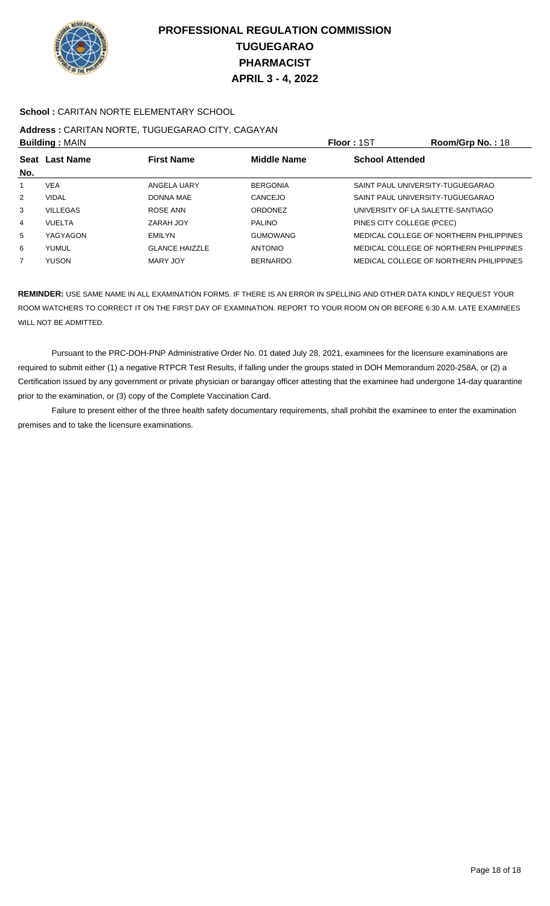# PROFESSIONAL REGULATION COMMISSION
# TUGUEGARAO
# PHARMACIST
# APRIL 3 - 4, 2022

**School :** CARITAN NORTE ELEMENTARY SCHOOL

**Address :** CARITAN NORTE, TUGUEGARAO CITY, CAGAYAN

**Building :** MAIN **Floor :** 1ST **Room/Grp No. :** 18

| Seat No. | Last Name | First Name | Middle Name | School Attended |
|---|---|---|---|---|
| 1 | VEA | ANGELA UARY | BERGONIA | SAINT PAUL UNIVERSITY-TUGUEGARAO |
| 2 | VIDAL | DONNA MAE | CANCEJO | SAINT PAUL UNIVERSITY-TUGUEGARAO |
| 3 | VILLEGAS | ROSE ANN | ORDONEZ | UNIVERSITY OF LA SALETTE-SANTIAGO |
| 4 | VUELTA | ZARAH JOY | PALINO | PINES CITY COLLEGE (PCEC) |
| 5 | YAGYAGON | EMILYN | GUMOWANG | MEDICAL COLLEGE OF NORTHERN PHILIPPINES |
| 6 | YUMUL | GLANCE HAIZZLE | ANTONIO | MEDICAL COLLEGE OF NORTHERN PHILIPPINES |
| 7 | YUSON | MARY JOY | BERNARDO | MEDICAL COLLEGE OF NORTHERN PHILIPPINES |

**REMINDER:** USE SAME NAME IN ALL EXAMINATION FORMS. IF THERE IS AN ERROR IN SPELLING AND OTHER DATA KINDLY REQUEST YOUR ROOM WATCHERS TO CORRECT IT ON THE FIRST DAY OF EXAMINATION. REPORT TO YOUR ROOM ON OR BEFORE 6:30 A.M. LATE EXAMINEES WILL NOT BE ADMITTED.

Pursuant to the PRC-DOH-PNP Administrative Order No. 01 dated July 28, 2021, examinees for the licensure examinations are required to submit either (1) a negative RTPCR Test Results, if falling under the groups stated in DOH Memorandum 2020-258A, or (2) a Certification issued by any government or private physician or barangay officer attesting that the examinee had undergone 14-day quarantine prior to the examination, or (3) copy of the Complete Vaccination Card.

Failure to present either of the three health safety documentary requirements, shall prohibit the examinee to enter the examination premises and to take the licensure examinations.